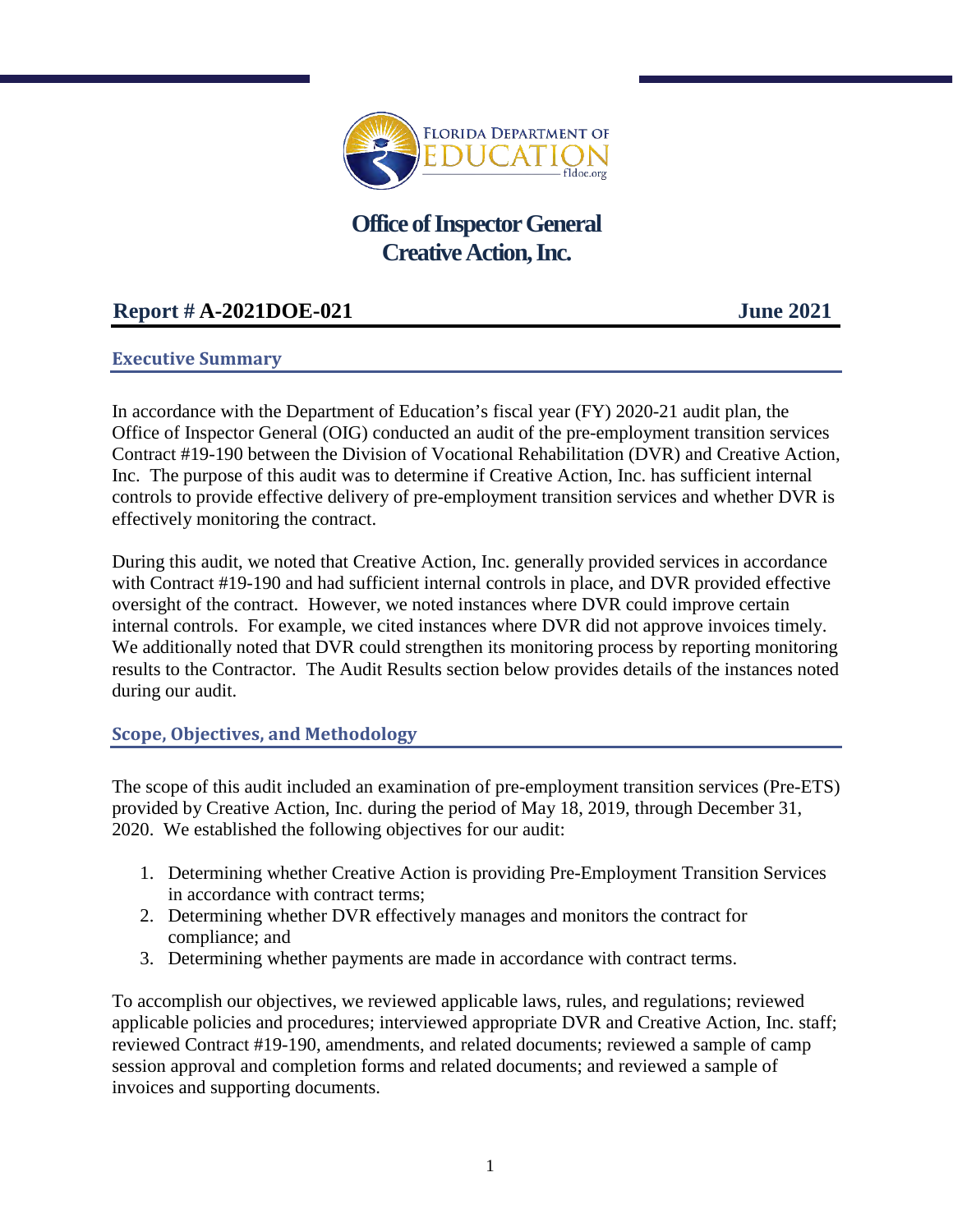FLORIDA DEPARTMENT OF EDUCATION
fldoe.org

# Office of Inspector General
# Creative Action, Inc.

**Report # A-2021DOE-021** **June 2021**

## Executive Summary

In accordance with the Department of Education's fiscal year (FY) 2020-21 audit plan, the Office of Inspector General (OIG) conducted an audit of the pre-employment transition services Contract #19-190 between the Division of Vocational Rehabilitation (DVR) and Creative Action, Inc. The purpose of this audit was to determine if Creative Action, Inc. has sufficient internal controls to provide effective delivery of pre-employment transition services and whether DVR is effectively monitoring the contract.

During this audit, we noted that Creative Action, Inc. generally provided services in accordance with Contract #19-190 and had sufficient internal controls in place, and DVR provided effective oversight of the contract. However, we noted instances where DVR could improve certain internal controls. For example, we cited instances where DVR did not approve invoices timely. We additionally noted that DVR could strengthen its monitoring process by reporting monitoring results to the Contractor. The Audit Results section below provides details of the instances noted during our audit.

## Scope, Objectives, and Methodology

The scope of this audit included an examination of pre-employment transition services (Pre-ETS) provided by Creative Action, Inc. during the period of May 18, 2019, through December 31, 2020. We established the following objectives for our audit:

1. Determining whether Creative Action is providing Pre-Employment Transition Services in accordance with contract terms;
2. Determining whether DVR effectively manages and monitors the contract for compliance; and
3. Determining whether payments are made in accordance with contract terms.

To accomplish our objectives, we reviewed applicable laws, rules, and regulations; reviewed applicable policies and procedures; interviewed appropriate DVR and Creative Action, Inc. staff; reviewed Contract #19-190, amendments, and related documents; reviewed a sample of camp session approval and completion forms and related documents; and reviewed a sample of invoices and supporting documents.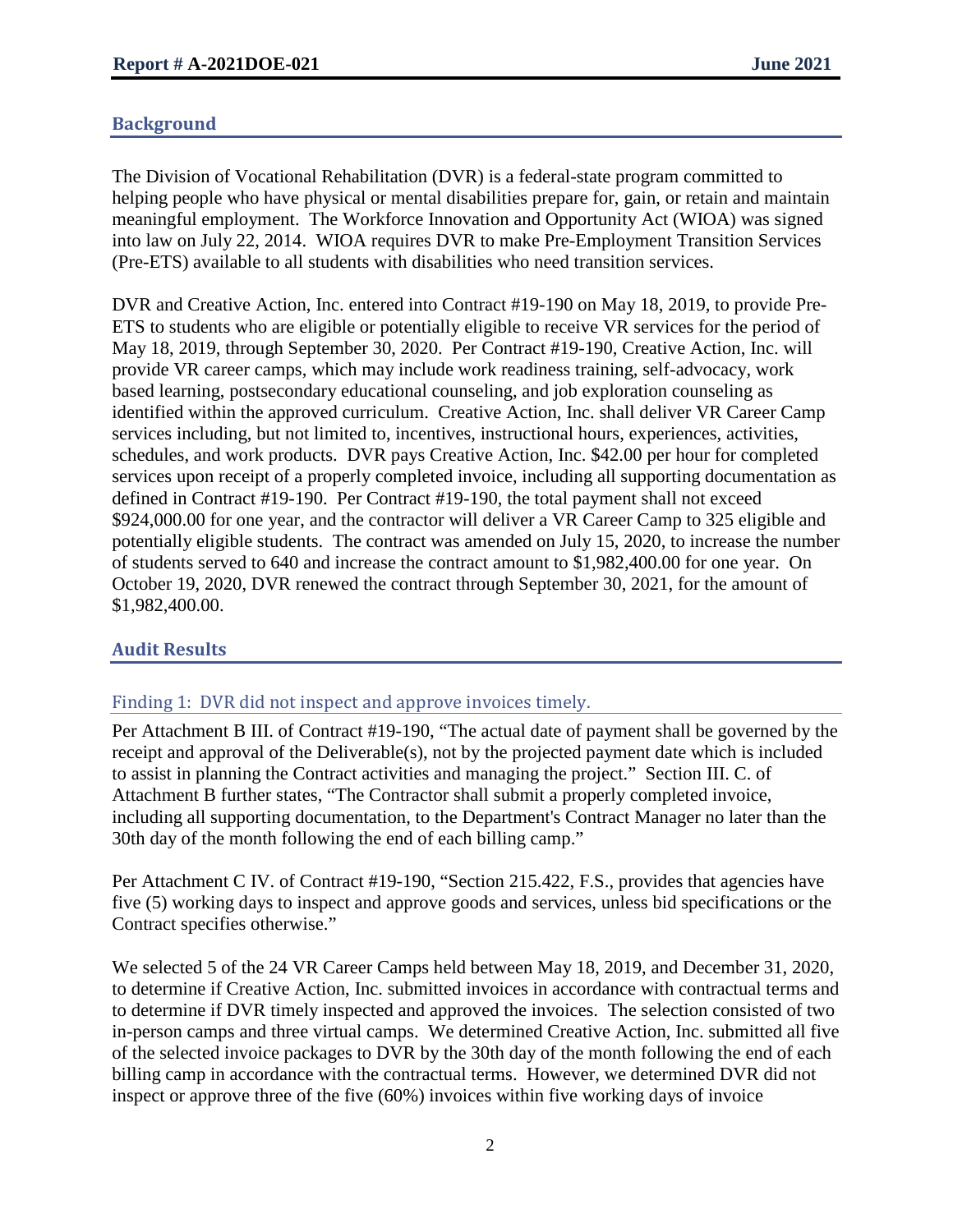## Background

The Division of Vocational Rehabilitation (DVR) is a federal-state program committed to helping people who have physical or mental disabilities prepare for, gain, or retain and maintain meaningful employment. The Workforce Innovation and Opportunity Act (WIOA) was signed into law on July 22, 2014. WIOA requires DVR to make Pre-Employment Transition Services (Pre-ETS) available to all students with disabilities who need transition services.

DVR and Creative Action, Inc. entered into Contract #19-190 on May 18, 2019, to provide Pre-ETS to students who are eligible or potentially eligible to receive VR services for the period of May 18, 2019, through September 30, 2020. Per Contract #19-190, Creative Action, Inc. will provide VR career camps, which may include work readiness training, self-advocacy, work based learning, postsecondary educational counseling, and job exploration counseling as identified within the approved curriculum. Creative Action, Inc. shall deliver VR Career Camp services including, but not limited to, incentives, instructional hours, experiences, activities, schedules, and work products. DVR pays Creative Action, Inc. $42.00 per hour for completed services upon receipt of a properly completed invoice, including all supporting documentation as defined in Contract #19-190. Per Contract #19-190, the total payment shall not exceed $924,000.00 for one year, and the contractor will deliver a VR Career Camp to 325 eligible and potentially eligible students. The contract was amended on July 15, 2020, to increase the number of students served to 640 and increase the contract amount to $1,982,400.00 for one year. On October 19, 2020, DVR renewed the contract through September 30, 2021, for the amount of $1,982,400.00.

## Audit Results

### Finding 1: DVR did not inspect and approve invoices timely.

Per Attachment B III. of Contract #19-190, "The actual date of payment shall be governed by the receipt and approval of the Deliverable(s), not by the projected payment date which is included to assist in planning the Contract activities and managing the project." Section III. C. of Attachment B further states, "The Contractor shall submit a properly completed invoice, including all supporting documentation, to the Department's Contract Manager no later than the 30th day of the month following the end of each billing camp."

Per Attachment C IV. of Contract #19-190, "Section 215.422, F.S., provides that agencies have five (5) working days to inspect and approve goods and services, unless bid specifications or the Contract specifies otherwise."

We selected 5 of the 24 VR Career Camps held between May 18, 2019, and December 31, 2020, to determine if Creative Action, Inc. submitted invoices in accordance with contractual terms and to determine if DVR timely inspected and approved the invoices. The selection consisted of two in-person camps and three virtual camps. We determined Creative Action, Inc. submitted all five of the selected invoice packages to DVR by the 30th day of the month following the end of each billing camp in accordance with the contractual terms. However, we determined DVR did not inspect or approve three of the five (60%) invoices within five working days of invoice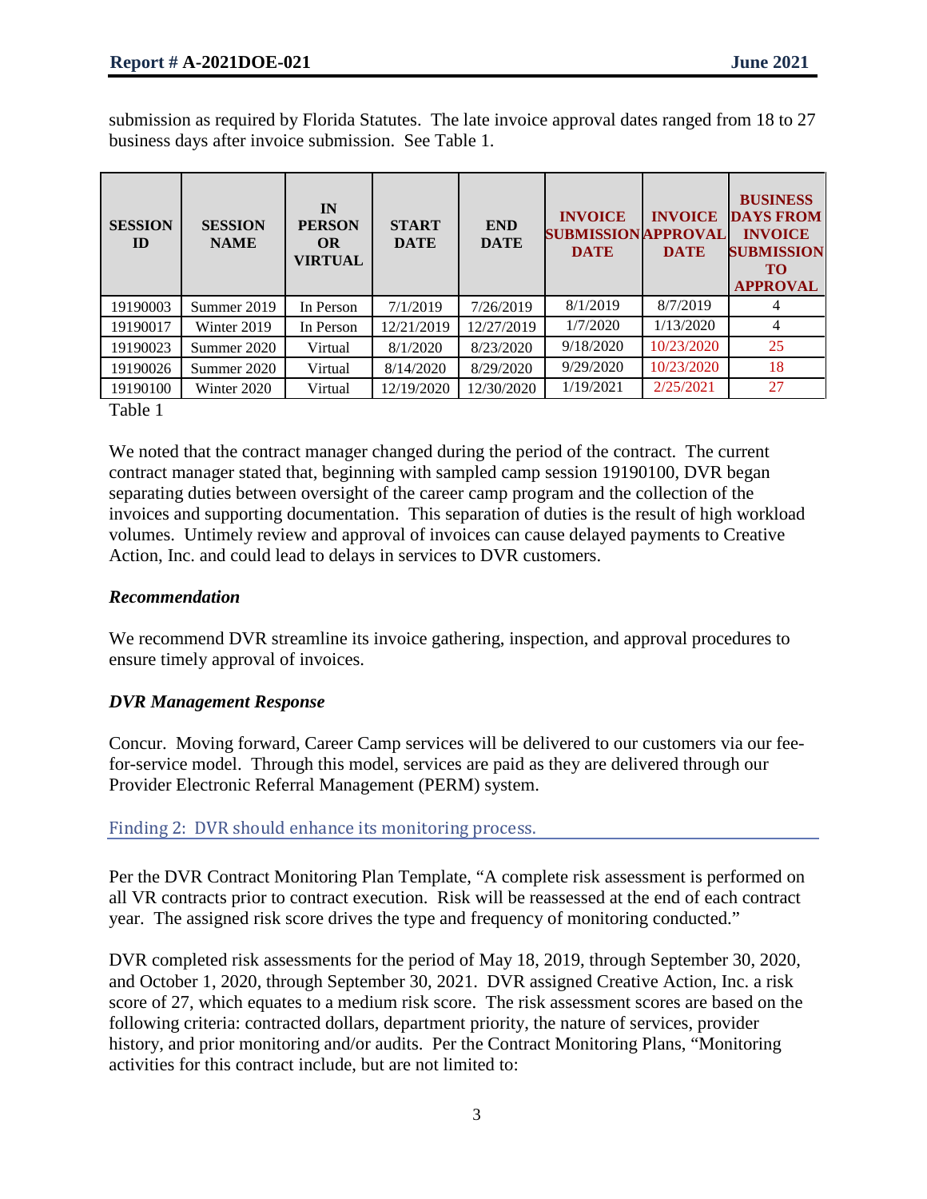submission as required by Florida Statutes. The late invoice approval dates ranged from 18 to 27 business days after invoice submission. See Table 1.

| SESSION ID | SESSION NAME | IN PERSON OR VIRTUAL | START DATE | END DATE | INVOICE SUBMISSION DATE | INVOICE APPROVAL DATE | BUSINESS DAYS FROM INVOICE SUBMISSION TO APPROVAL |
|---|---|---|---|---|---|---|---|
| 19190003 | Summer 2019 | In Person | 7/1/2019 | 7/26/2019 | 8/1/2019 | 8/7/2019 | 4 |
| 19190017 | Winter 2019 | In Person | 12/21/2019 | 12/27/2019 | 1/7/2020 | 1/13/2020 | 4 |
| 19190023 | Summer 2020 | Virtual | 8/1/2020 | 8/23/2020 | 9/18/2020 | 10/23/2020 | 25 |
| 19190026 | Summer 2020 | Virtual | 8/14/2020 | 8/29/2020 | 9/29/2020 | 10/23/2020 | 18 |
| 19190100 | Winter 2020 | Virtual | 12/19/2020 | 12/30/2020 | 1/19/2021 | 2/25/2021 | 27 |

Table 1

We noted that the contract manager changed during the period of the contract. The current contract manager stated that, beginning with sampled camp session 19190100, DVR began separating duties between oversight of the career camp program and the collection of the invoices and supporting documentation. This separation of duties is the result of high workload volumes. Untimely review and approval of invoices can cause delayed payments to Creative Action, Inc. and could lead to delays in services to DVR customers.

### *Recommendation*

We recommend DVR streamline its invoice gathering, inspection, and approval procedures to ensure timely approval of invoices.

### *DVR Management Response*

Concur. Moving forward, Career Camp services will be delivered to our customers via our fee-for-service model. Through this model, services are paid as they are delivered through our Provider Electronic Referral Management (PERM) system.

## Finding 2: DVR should enhance its monitoring process.

Per the DVR Contract Monitoring Plan Template, "A complete risk assessment is performed on all VR contracts prior to contract execution. Risk will be reassessed at the end of each contract year. The assigned risk score drives the type and frequency of monitoring conducted."

DVR completed risk assessments for the period of May 18, 2019, through September 30, 2020, and October 1, 2020, through September 30, 2021. DVR assigned Creative Action, Inc. a risk score of 27, which equates to a medium risk score. The risk assessment scores are based on the following criteria: contracted dollars, department priority, the nature of services, provider history, and prior monitoring and/or audits. Per the Contract Monitoring Plans, "Monitoring activities for this contract include, but are not limited to: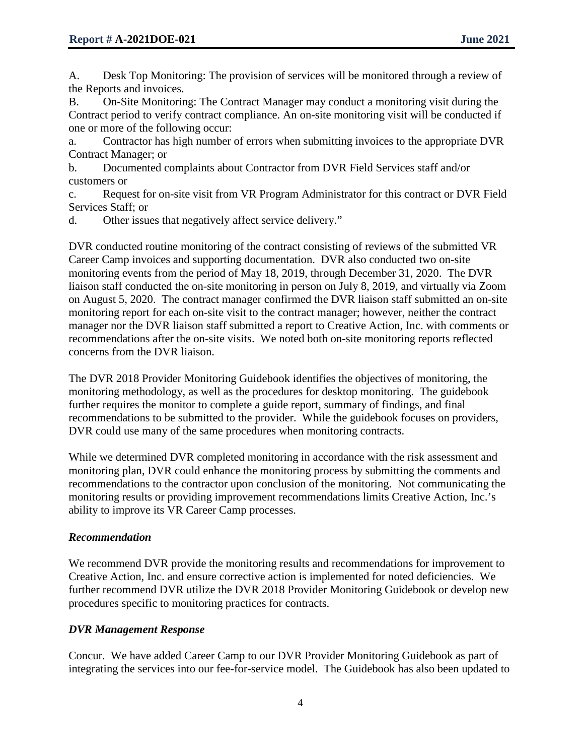A. Desk Top Monitoring: The provision of services will be monitored through a review of the Reports and invoices.
B. On-Site Monitoring: The Contract Manager may conduct a monitoring visit during the Contract period to verify contract compliance. An on-site monitoring visit will be conducted if one or more of the following occur:
a. Contractor has high number of errors when submitting invoices to the appropriate DVR Contract Manager; or
b. Documented complaints about Contractor from DVR Field Services staff and/or customers or
c. Request for on-site visit from VR Program Administrator for this contract or DVR Field Services Staff; or
d. Other issues that negatively affect service delivery."

DVR conducted routine monitoring of the contract consisting of reviews of the submitted VR Career Camp invoices and supporting documentation. DVR also conducted two on-site monitoring events from the period of May 18, 2019, through December 31, 2020. The DVR liaison staff conducted the on-site monitoring in person on July 8, 2019, and virtually via Zoom on August 5, 2020. The contract manager confirmed the DVR liaison staff submitted an on-site monitoring report for each on-site visit to the contract manager; however, neither the contract manager nor the DVR liaison staff submitted a report to Creative Action, Inc. with comments or recommendations after the on-site visits. We noted both on-site monitoring reports reflected concerns from the DVR liaison.

The DVR 2018 Provider Monitoring Guidebook identifies the objectives of monitoring, the monitoring methodology, as well as the procedures for desktop monitoring. The guidebook further requires the monitor to complete a guide report, summary of findings, and final recommendations to be submitted to the provider. While the guidebook focuses on providers, DVR could use many of the same procedures when monitoring contracts.

While we determined DVR completed monitoring in accordance with the risk assessment and monitoring plan, DVR could enhance the monitoring process by submitting the comments and recommendations to the contractor upon conclusion of the monitoring. Not communicating the monitoring results or providing improvement recommendations limits Creative Action, Inc.'s ability to improve its VR Career Camp processes.

### *Recommendation*

We recommend DVR provide the monitoring results and recommendations for improvement to Creative Action, Inc. and ensure corrective action is implemented for noted deficiencies. We further recommend DVR utilize the DVR 2018 Provider Monitoring Guidebook or develop new procedures specific to monitoring practices for contracts.

### *DVR Management Response*

Concur. We have added Career Camp to our DVR Provider Monitoring Guidebook as part of integrating the services into our fee-for-service model. The Guidebook has also been updated to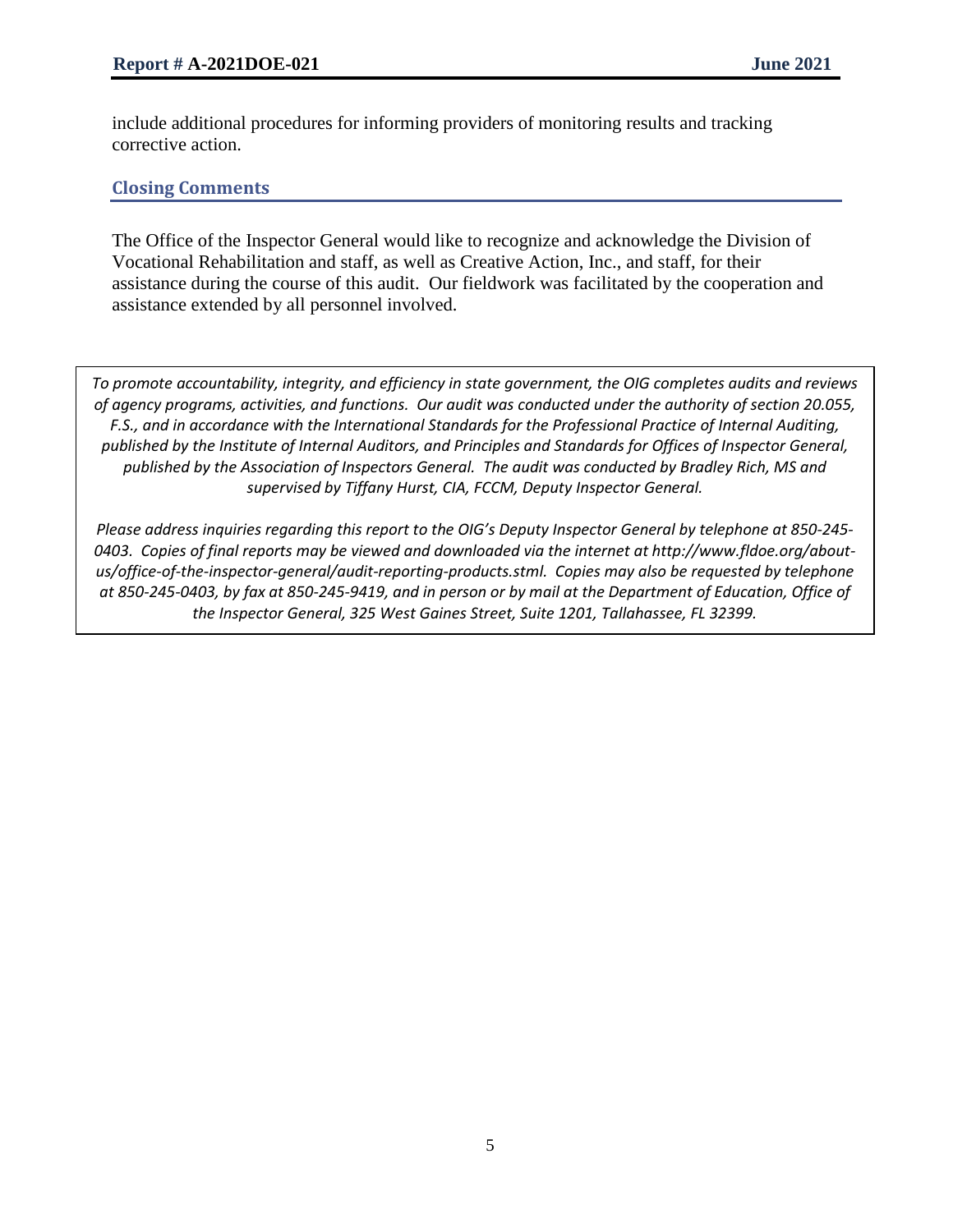include additional procedures for informing providers of monitoring results and tracking corrective action.

## Closing Comments

The Office of the Inspector General would like to recognize and acknowledge the Division of Vocational Rehabilitation and staff, as well as Creative Action, Inc., and staff, for their assistance during the course of this audit. Our fieldwork was facilitated by the cooperation and assistance extended by all personnel involved.

*To promote accountability, integrity, and efficiency in state government, the OIG completes audits and reviews of agency programs, activities, and functions. Our audit was conducted under the authority of section 20.055, F.S., and in accordance with the International Standards for the Professional Practice of Internal Auditing, published by the Institute of Internal Auditors, and Principles and Standards for Offices of Inspector General, published by the Association of Inspectors General. The audit was conducted by Bradley Rich, MS and supervised by Tiffany Hurst, CIA, FCCM, Deputy Inspector General.*

*Please address inquiries regarding this report to the OIG's Deputy Inspector General by telephone at 850-245-0403. Copies of final reports may be viewed and downloaded via the internet at http://www.fldoe.org/about-us/office-of-the-inspector-general/audit-reporting-products.stml. Copies may also be requested by telephone at 850-245-0403, by fax at 850-245-9419, and in person or by mail at the Department of Education, Office of the Inspector General, 325 West Gaines Street, Suite 1201, Tallahassee, FL 32399.*